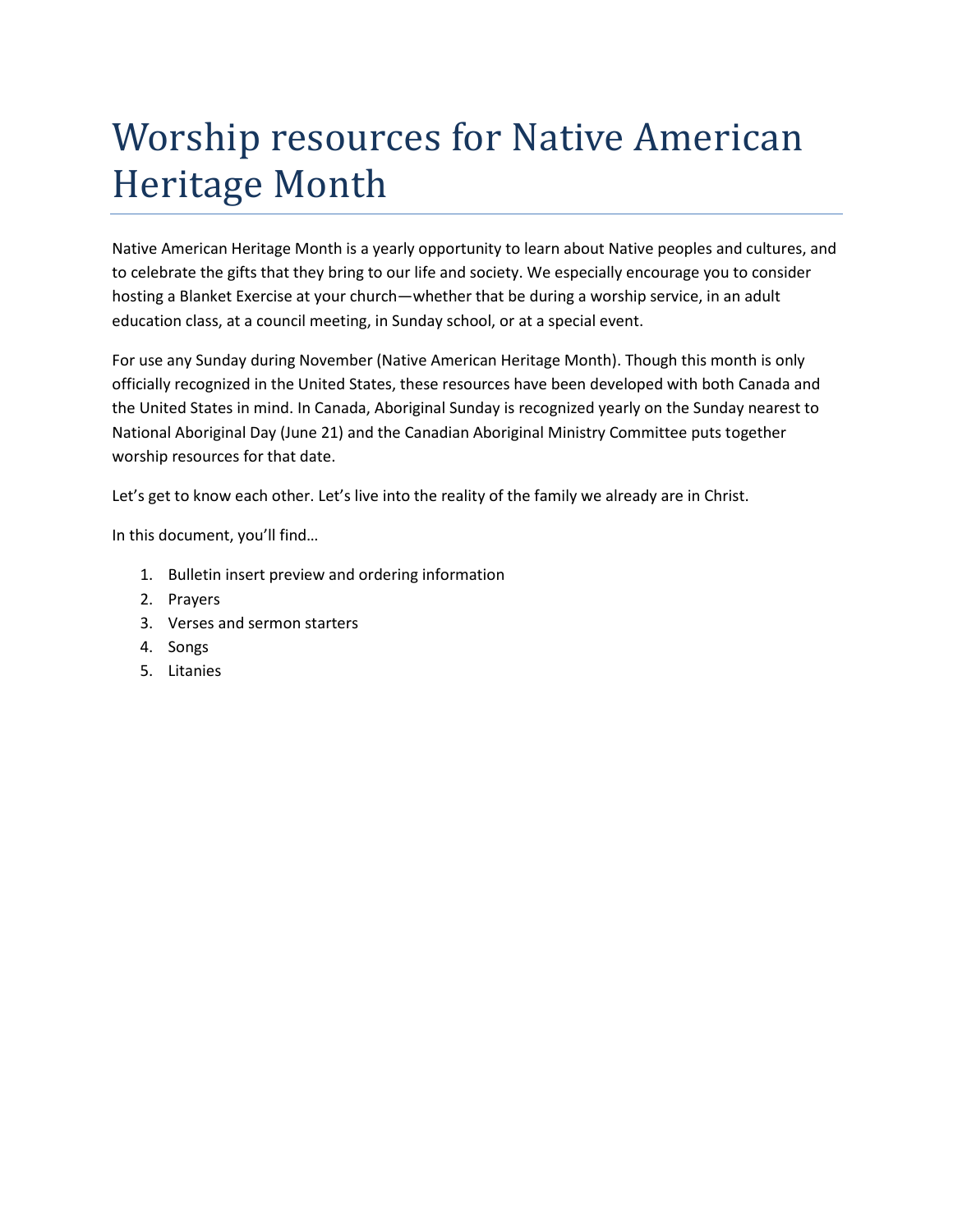# Worship resources for Native American Heritage Month

Native American Heritage Month is a yearly opportunity to learn about Native peoples and cultures, and to celebrate the gifts that they bring to our life and society. We especially encourage you to consider hosting a Blanket Exercise at your church—whether that be during a worship service, in an adult education class, at a council meeting, in Sunday school, or at a special event.

For use any Sunday during November (Native American Heritage Month). Though this month is only officially recognized in the United States, these resources have been developed with both Canada and the United States in mind. In Canada, Aboriginal Sunday is recognized yearly on the Sunday nearest to National Aboriginal Day (June 21) and the Canadian Aboriginal Ministry Committee puts together worship resources for that date.

Let's get to know each other. Let's live into the reality of the family we already are in Christ.

In this document, you'll find…

1. Bulletin insert preview and ordering information
2. Prayers
3. Verses and sermon starters
4. Songs
5. Litanies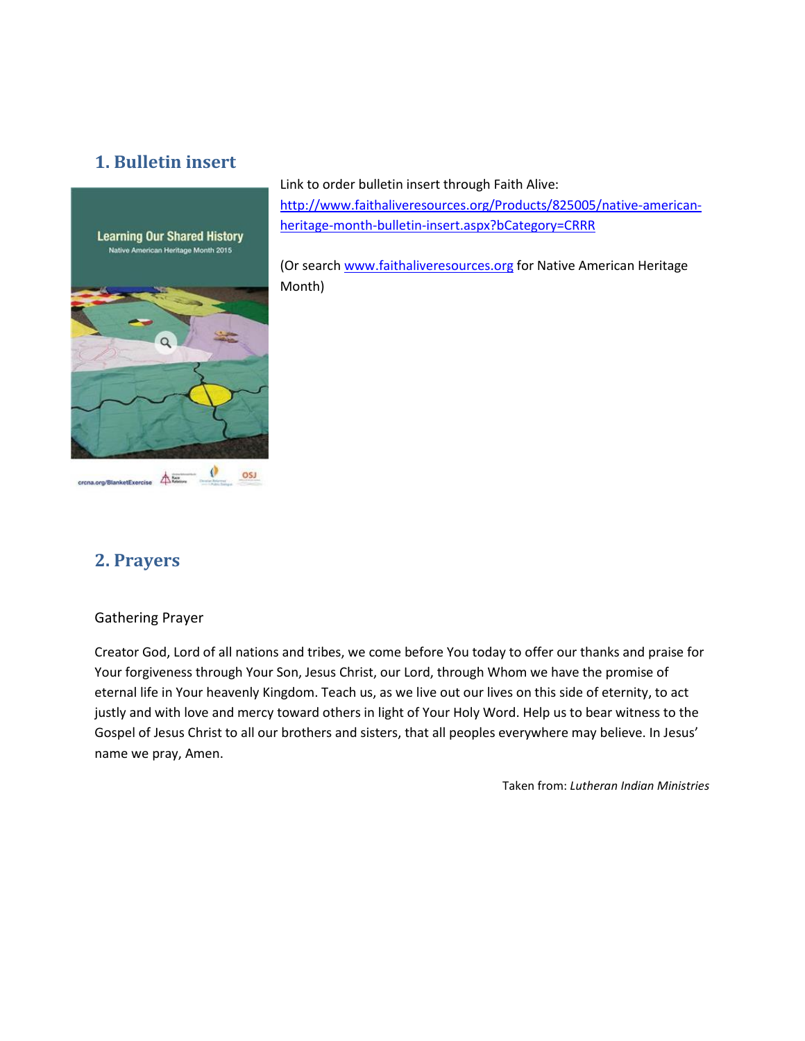## 1. Bulletin insert

Link to order bulletin insert through Faith Alive: http://www.faithaliveresources.org/Products/825005/native-american-heritage-month-bulletin-insert.aspx?bCategory=CRRR

(Or search www.faithaliveresources.org for Native American Heritage Month)

## 2. Prayers

Gathering Prayer

Creator God, Lord of all nations and tribes, we come before You today to offer our thanks and praise for Your forgiveness through Your Son, Jesus Christ, our Lord, through Whom we have the promise of eternal life in Your heavenly Kingdom. Teach us, as we live out our lives on this side of eternity, to act justly and with love and mercy toward others in light of Your Holy Word. Help us to bear witness to the Gospel of Jesus Christ to all our brothers and sisters, that all peoples everywhere may believe. In Jesus' name we pray, Amen.

Taken from: *Lutheran Indian Ministries*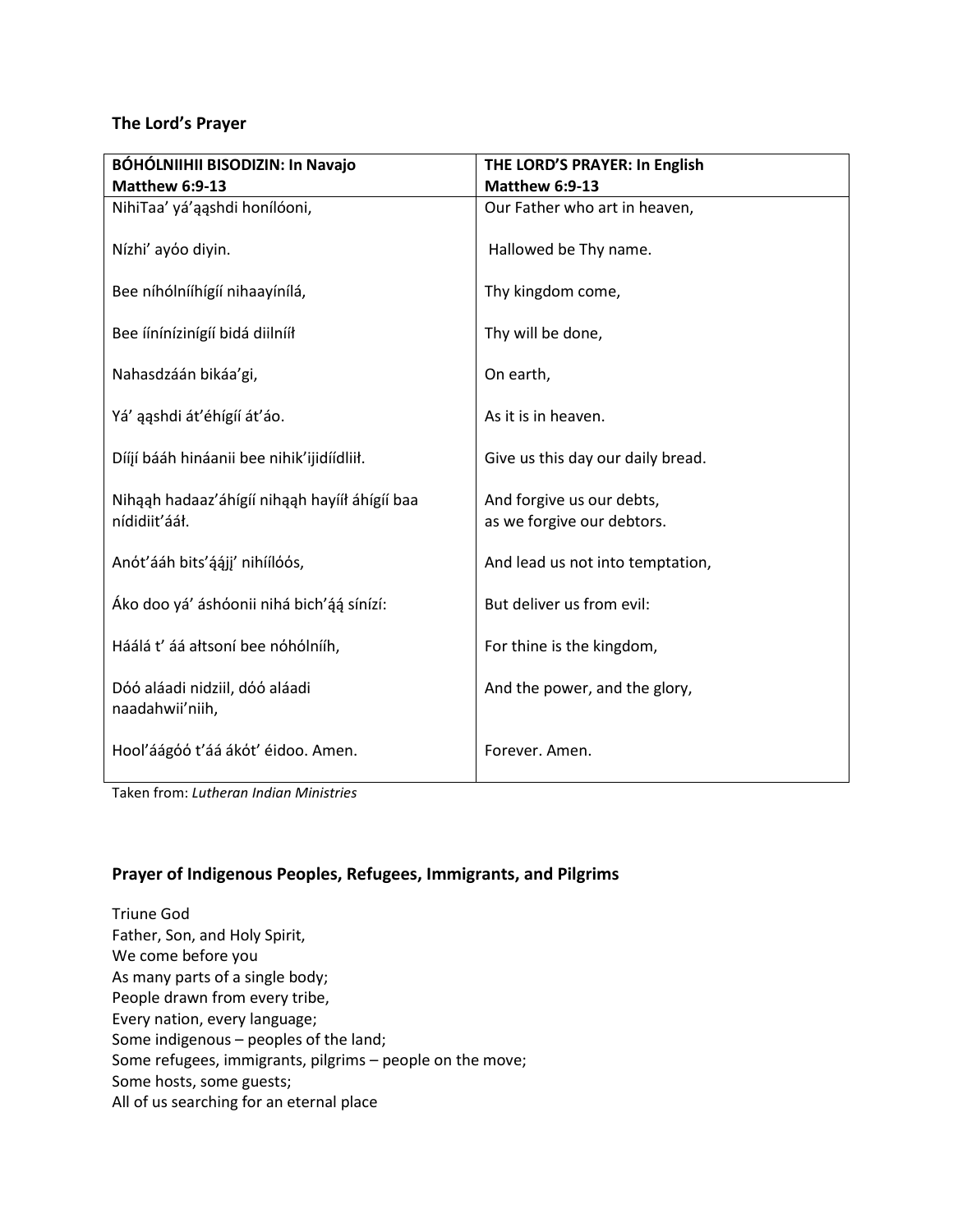### The Lord's Prayer

| **BÓHÓLNIIHII BISODIZIN: In Navajo Matthew 6:9-13** | **THE LORD'S PRAYER: In English Matthew 6:9-13** |
|---|---|
| NihiTaa' yá'ąąshdi honílóoni, | Our Father who art in heaven, |
| Nízhi' ayóo diyin. | Hallowed be Thy name. |
| Bee níhólníihígíí nihaayínílá, | Thy kingdom come, |
| Bee íínínízinígíí bidá diilnííł | Thy will be done, |
| Nahasdzáán bikáa'gi, | On earth, |
| Yá' ąąshdi át'éhígíí át'áo. | As it is in heaven. |
| Díįjí bááh hináanii bee nihik'ijidíídliił. | Give us this day our daily bread. |
| Nihąąh hadaaz'áhígíí nihąąh hayííł áhígíí baa nídidiit'ááł. | And forgive us our debts, as we forgive our debtors. |
| Anót'ááh bits'ą́ąjį' nihíílóós, | And lead us not into temptation, |
| Áko doo yá' áshóonii nihá bich'ą́ą sínízí: | But deliver us from evil: |
| Háálá t' áá ałtsoní bee nóhólníih, | For thine is the kingdom, |
| Dóó aláadi nidziil, dóó aláadi naadahwii'niih, | And the power, and the glory, |
| Hool'áágóó t'áá ákót' éidoo. Amen. | Forever. Amen. |

Taken from: *Lutheran Indian Ministries*

### Prayer of Indigenous Peoples, Refugees, Immigrants, and Pilgrims

Triune God  
Father, Son, and Holy Spirit,  
We come before you  
As many parts of a single body;  
People drawn from every tribe,  
Every nation, every language;  
Some indigenous – peoples of the land;  
Some refugees, immigrants, pilgrims – people on the move;  
Some hosts, some guests;  
All of us searching for an eternal place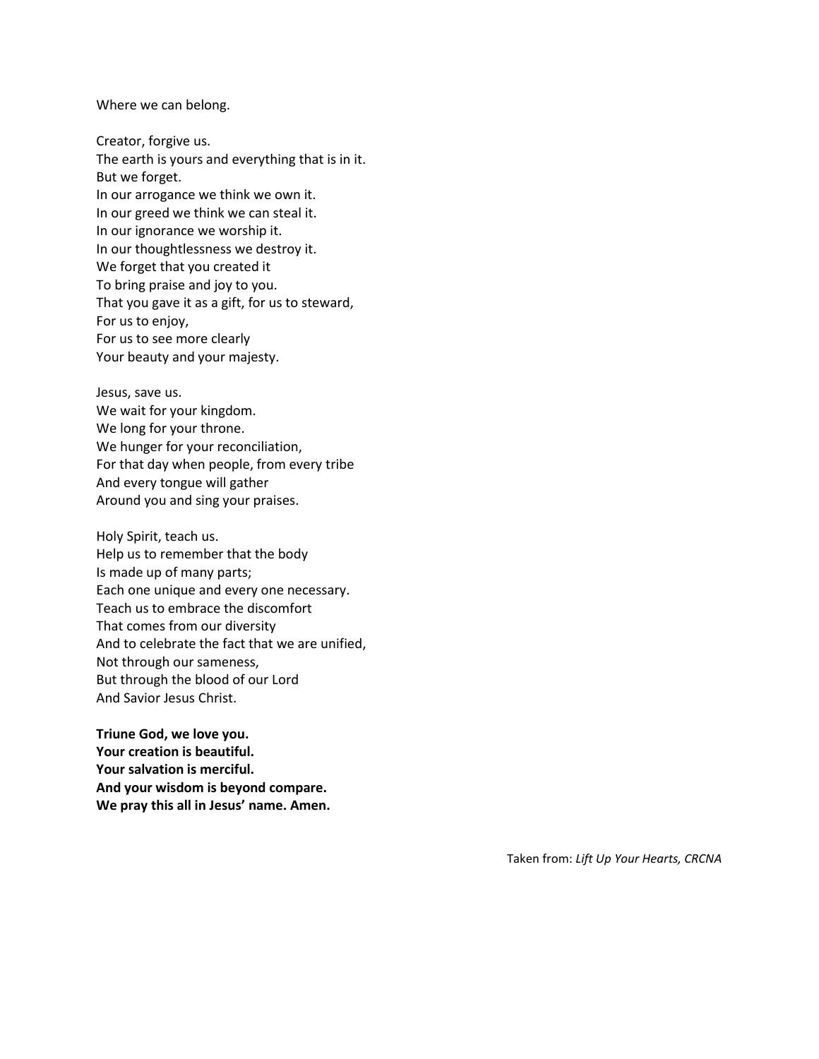Where we can belong.

Creator, forgive us.
The earth is yours and everything that is in it.
But we forget.
In our arrogance we think we own it.
In our greed we think we can steal it.
In our ignorance we worship it.
In our thoughtlessness we destroy it.
We forget that you created it
To bring praise and joy to you.
That you gave it as a gift, for us to steward,
For us to enjoy,
For us to see more clearly
Your beauty and your majesty.

Jesus, save us.
We wait for your kingdom.
We long for your throne.
We hunger for your reconciliation,
For that day when people, from every tribe
And every tongue will gather
Around you and sing your praises.

Holy Spirit, teach us.
Help us to remember that the body
Is made up of many parts;
Each one unique and every one necessary.
Teach us to embrace the discomfort
That comes from our diversity
And to celebrate the fact that we are unified,
Not through our sameness,
But through the blood of our Lord
And Savior Jesus Christ.

**Triune God, we love you.**
**Your creation is beautiful.**
**Your salvation is merciful.**
**And your wisdom is beyond compare.**
**We pray this all in Jesus' name. Amen.**

Taken from: *Lift Up Your Hearts, CRCNA*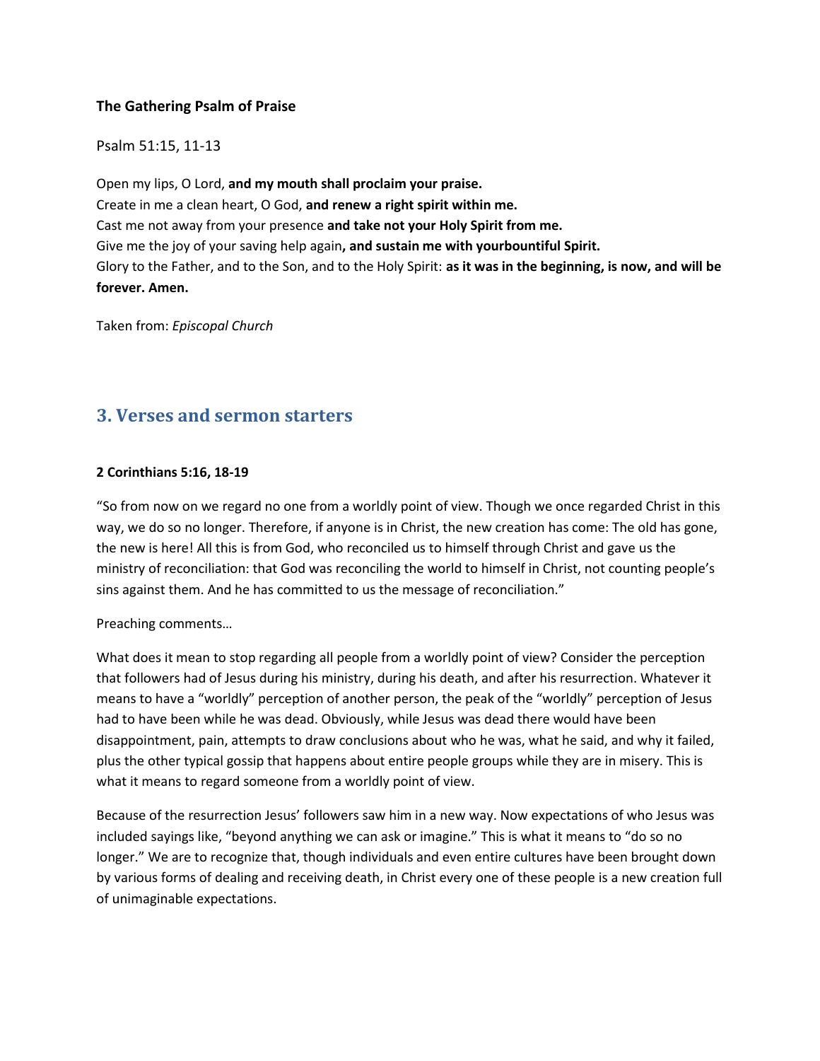**The Gathering Psalm of Praise**

Psalm 51:15, 11-13

Open my lips, O Lord, **and my mouth shall proclaim your praise.**
Create in me a clean heart, O God, **and renew a right spirit within me.**
Cast me not away from your presence **and take not your Holy Spirit from me.**
Give me the joy of your saving help again**, and sustain me with yourbountiful Spirit.**
Glory to the Father, and to the Son, and to the Holy Spirit: **as it was in the beginning, is now, and will be forever. Amen.**

Taken from: *Episcopal Church*

## 3. Verses and sermon starters

**2 Corinthians 5:16, 18-19**

"So from now on we regard no one from a worldly point of view. Though we once regarded Christ in this way, we do so no longer. Therefore, if anyone is in Christ, the new creation has come: The old has gone, the new is here! All this is from God, who reconciled us to himself through Christ and gave us the ministry of reconciliation: that God was reconciling the world to himself in Christ, not counting people's sins against them. And he has committed to us the message of reconciliation."

Preaching comments…

What does it mean to stop regarding all people from a worldly point of view? Consider the perception that followers had of Jesus during his ministry, during his death, and after his resurrection. Whatever it means to have a "worldly" perception of another person, the peak of the "worldly" perception of Jesus had to have been while he was dead. Obviously, while Jesus was dead there would have been disappointment, pain, attempts to draw conclusions about who he was, what he said, and why it failed, plus the other typical gossip that happens about entire people groups while they are in misery. This is what it means to regard someone from a worldly point of view.

Because of the resurrection Jesus' followers saw him in a new way. Now expectations of who Jesus was included sayings like, "beyond anything we can ask or imagine." This is what it means to "do so no longer." We are to recognize that, though individuals and even entire cultures have been brought down by various forms of dealing and receiving death, in Christ every one of these people is a new creation full of unimaginable expectations.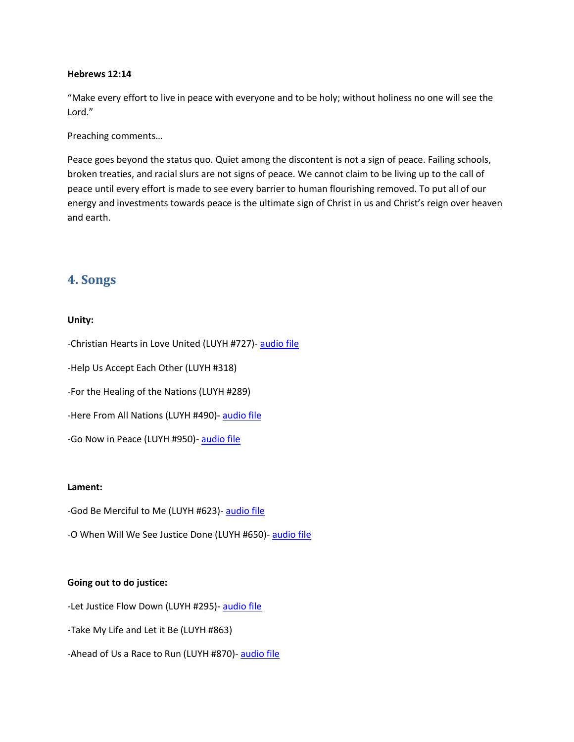**Hebrews 12:14**

"Make every effort to live in peace with everyone and to be holy; without holiness no one will see the Lord."

Preaching comments…

Peace goes beyond the status quo. Quiet among the discontent is not a sign of peace. Failing schools, broken treaties, and racial slurs are not signs of peace. We cannot claim to be living up to the call of peace until every effort is made to see every barrier to human flourishing removed. To put all of our energy and investments towards peace is the ultimate sign of Christ in us and Christ's reign over heaven and earth.

## 4. Songs

**Unity:**

-Christian Hearts in Love United (LUYH #727)- audio file

-Help Us Accept Each Other (LUYH #318)

-For the Healing of the Nations (LUYH #289)

-Here From All Nations (LUYH #490)- audio file

-Go Now in Peace (LUYH #950)- audio file

**Lament:**

-God Be Merciful to Me (LUYH #623)- audio file

-O When Will We See Justice Done (LUYH #650)- audio file

**Going out to do justice:**

-Let Justice Flow Down (LUYH #295)- audio file

-Take My Life and Let it Be (LUYH #863)

-Ahead of Us a Race to Run (LUYH #870)- audio file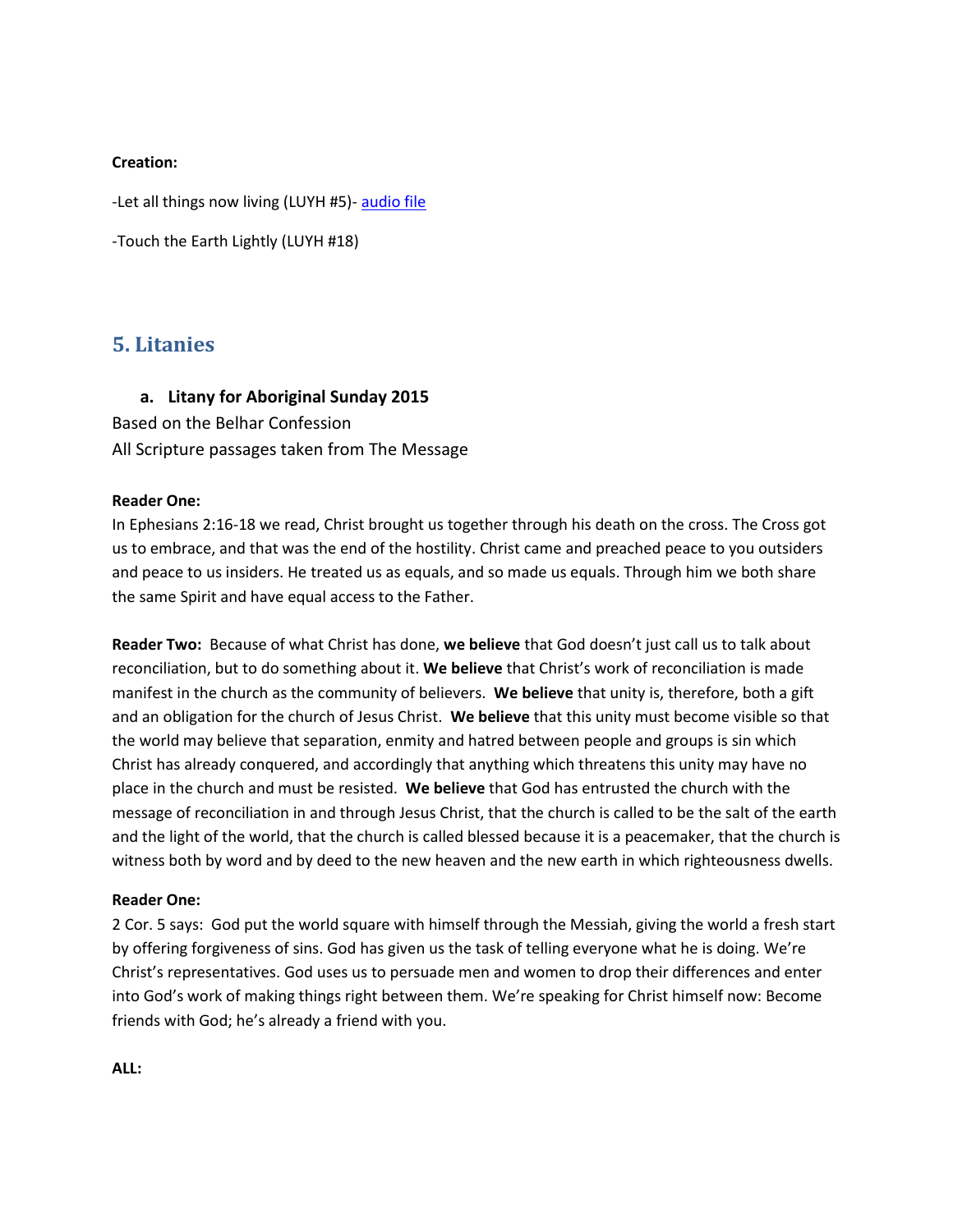**Creation:**

-Let all things now living (LUYH #5)- [audio file]

-Touch the Earth Lightly (LUYH #18)

## 5. Litanies

### a. Litany for Aboriginal Sunday 2015

Based on the Belhar Confession
All Scripture passages taken from The Message

**Reader One:**
In Ephesians 2:16-18 we read, Christ brought us together through his death on the cross. The Cross got us to embrace, and that was the end of the hostility. Christ came and preached peace to you outsiders and peace to us insiders. He treated us as equals, and so made us equals. Through him we both share the same Spirit and have equal access to the Father.

**Reader Two:** Because of what Christ has done, **we believe** that God doesn't just call us to talk about reconciliation, but to do something about it. **We believe** that Christ's work of reconciliation is made manifest in the church as the community of believers. **We believe** that unity is, therefore, both a gift and an obligation for the church of Jesus Christ. **We believe** that this unity must become visible so that the world may believe that separation, enmity and hatred between people and groups is sin which Christ has already conquered, and accordingly that anything which threatens this unity may have no place in the church and must be resisted. **We believe** that God has entrusted the church with the message of reconciliation in and through Jesus Christ, that the church is called to be the salt of the earth and the light of the world, that the church is called blessed because it is a peacemaker, that the church is witness both by word and by deed to the new heaven and the new earth in which righteousness dwells.

**Reader One:**
2 Cor. 5 says: God put the world square with himself through the Messiah, giving the world a fresh start by offering forgiveness of sins. God has given us the task of telling everyone what he is doing. We're Christ's representatives. God uses us to persuade men and women to drop their differences and enter into God's work of making things right between them. We're speaking for Christ himself now: Become friends with God; he's already a friend with you.

**ALL:**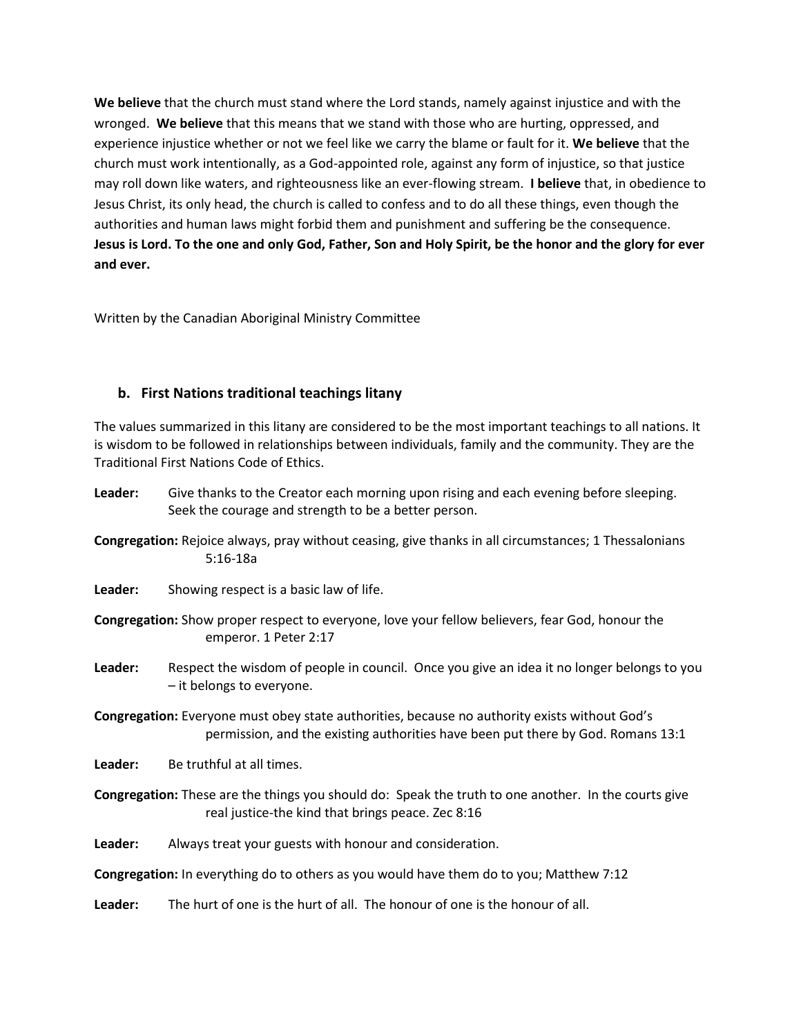**We believe** that the church must stand where the Lord stands, namely against injustice and with the wronged. **We believe** that this means that we stand with those who are hurting, oppressed, and experience injustice whether or not we feel like we carry the blame or fault for it. **We believe** that the church must work intentionally, as a God-appointed role, against any form of injustice, so that justice may roll down like waters, and righteousness like an ever-flowing stream. **I believe** that, in obedience to Jesus Christ, its only head, the church is called to confess and to do all these things, even though the authorities and human laws might forbid them and punishment and suffering be the consequence. **Jesus is Lord. To the one and only God, Father, Son and Holy Spirit, be the honor and the glory for ever and ever.**

Written by the Canadian Aboriginal Ministry Committee

### b. First Nations traditional teachings litany

The values summarized in this litany are considered to be the most important teachings to all nations. It is wisdom to be followed in relationships between individuals, family and the community. They are the Traditional First Nations Code of Ethics.

**Leader:** Give thanks to the Creator each morning upon rising and each evening before sleeping. Seek the courage and strength to be a better person.

**Congregation:** Rejoice always, pray without ceasing, give thanks in all circumstances; 1 Thessalonians 5:16-18a

**Leader:** Showing respect is a basic law of life.

**Congregation:** Show proper respect to everyone, love your fellow believers, fear God, honour the emperor. 1 Peter 2:17

**Leader:** Respect the wisdom of people in council. Once you give an idea it no longer belongs to you – it belongs to everyone.

**Congregation:** Everyone must obey state authorities, because no authority exists without God's permission, and the existing authorities have been put there by God. Romans 13:1

**Leader:** Be truthful at all times.

**Congregation:** These are the things you should do: Speak the truth to one another. In the courts give real justice-the kind that brings peace. Zec 8:16

**Leader:** Always treat your guests with honour and consideration.

**Congregation:** In everything do to others as you would have them do to you; Matthew 7:12

**Leader:** The hurt of one is the hurt of all. The honour of one is the honour of all.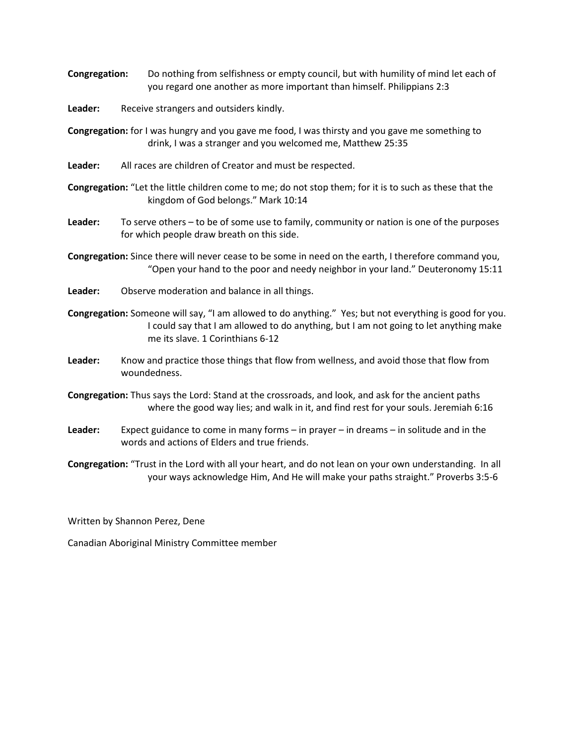**Congregation:** Do nothing from selfishness or empty council, but with humility of mind let each of you regard one another as more important than himself. Philippians 2:3

**Leader:** Receive strangers and outsiders kindly.

**Congregation:** for I was hungry and you gave me food, I was thirsty and you gave me something to drink, I was a stranger and you welcomed me, Matthew 25:35

**Leader:** All races are children of Creator and must be respected.

**Congregation:** "Let the little children come to me; do not stop them; for it is to such as these that the kingdom of God belongs." Mark 10:14

**Leader:** To serve others – to be of some use to family, community or nation is one of the purposes for which people draw breath on this side.

**Congregation:** Since there will never cease to be some in need on the earth, I therefore command you, "Open your hand to the poor and needy neighbor in your land." Deuteronomy 15:11

**Leader:** Observe moderation and balance in all things.

**Congregation:** Someone will say, "I am allowed to do anything." Yes; but not everything is good for you. I could say that I am allowed to do anything, but I am not going to let anything make me its slave. 1 Corinthians 6-12

**Leader:** Know and practice those things that flow from wellness, and avoid those that flow from woundedness.

**Congregation:** Thus says the Lord: Stand at the crossroads, and look, and ask for the ancient paths where the good way lies; and walk in it, and find rest for your souls. Jeremiah 6:16

**Leader:** Expect guidance to come in many forms – in prayer – in dreams – in solitude and in the words and actions of Elders and true friends.

**Congregation:** "Trust in the Lord with all your heart, and do not lean on your own understanding. In all your ways acknowledge Him, And He will make your paths straight." Proverbs 3:5-6

Written by Shannon Perez, Dene

Canadian Aboriginal Ministry Committee member